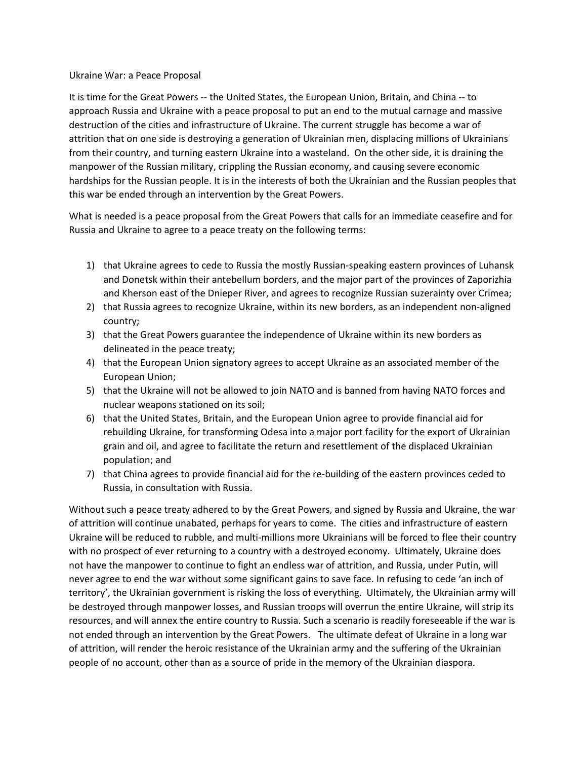# Ukraine War: a Peace Proposal

It is time for the Great Powers -- the United States, the European Union, Britain, and China -- to approach Russia and Ukraine with a peace proposal to put an end to the mutual carnage and massive destruction of the cities and infrastructure of Ukraine. The current struggle has become a war of attrition that on one side is destroying a generation of Ukrainian men, displacing millions of Ukrainians from their country, and turning eastern Ukraine into a wasteland. On the other side, it is draining the manpower of the Russian military, crippling the Russian economy, and causing severe economic hardships for the Russian people. It is in the interests of both the Ukrainian and the Russian peoples that this war be ended through an intervention by the Great Powers.

What is needed is a peace proposal from the Great Powers that calls for an immediate ceasefire and for Russia and Ukraine to agree to a peace treaty on the following terms:

1) that Ukraine agrees to cede to Russia the mostly Russian-speaking eastern provinces of Luhansk and Donetsk within their antebellum borders, and the major part of the provinces of Zaporizhia and Kherson east of the Dnieper River, and agrees to recognize Russian suzerainty over Crimea;
2) that Russia agrees to recognize Ukraine, within its new borders, as an independent non-aligned country;
3) that the Great Powers guarantee the independence of Ukraine within its new borders as delineated in the peace treaty;
4) that the European Union signatory agrees to accept Ukraine as an associated member of the European Union;
5) that the Ukraine will not be allowed to join NATO and is banned from having NATO forces and nuclear weapons stationed on its soil;
6) that the United States, Britain, and the European Union agree to provide financial aid for rebuilding Ukraine, for transforming Odesa into a major port facility for the export of Ukrainian grain and oil, and agree to facilitate the return and resettlement of the displaced Ukrainian population; and
7) that China agrees to provide financial aid for the re-building of the eastern provinces ceded to Russia, in consultation with Russia.

Without such a peace treaty adhered to by the Great Powers, and signed by Russia and Ukraine, the war of attrition will continue unabated, perhaps for years to come. The cities and infrastructure of eastern Ukraine will be reduced to rubble, and multi-millions more Ukrainians will be forced to flee their country with no prospect of ever returning to a country with a destroyed economy. Ultimately, Ukraine does not have the manpower to continue to fight an endless war of attrition, and Russia, under Putin, will never agree to end the war without some significant gains to save face. In refusing to cede 'an inch of territory', the Ukrainian government is risking the loss of everything. Ultimately, the Ukrainian army will be destroyed through manpower losses, and Russian troops will overrun the entire Ukraine, will strip its resources, and will annex the entire country to Russia. Such a scenario is readily foreseeable if the war is not ended through an intervention by the Great Powers. The ultimate defeat of Ukraine in a long war of attrition, will render the heroic resistance of the Ukrainian army and the suffering of the Ukrainian people of no account, other than as a source of pride in the memory of the Ukrainian diaspora.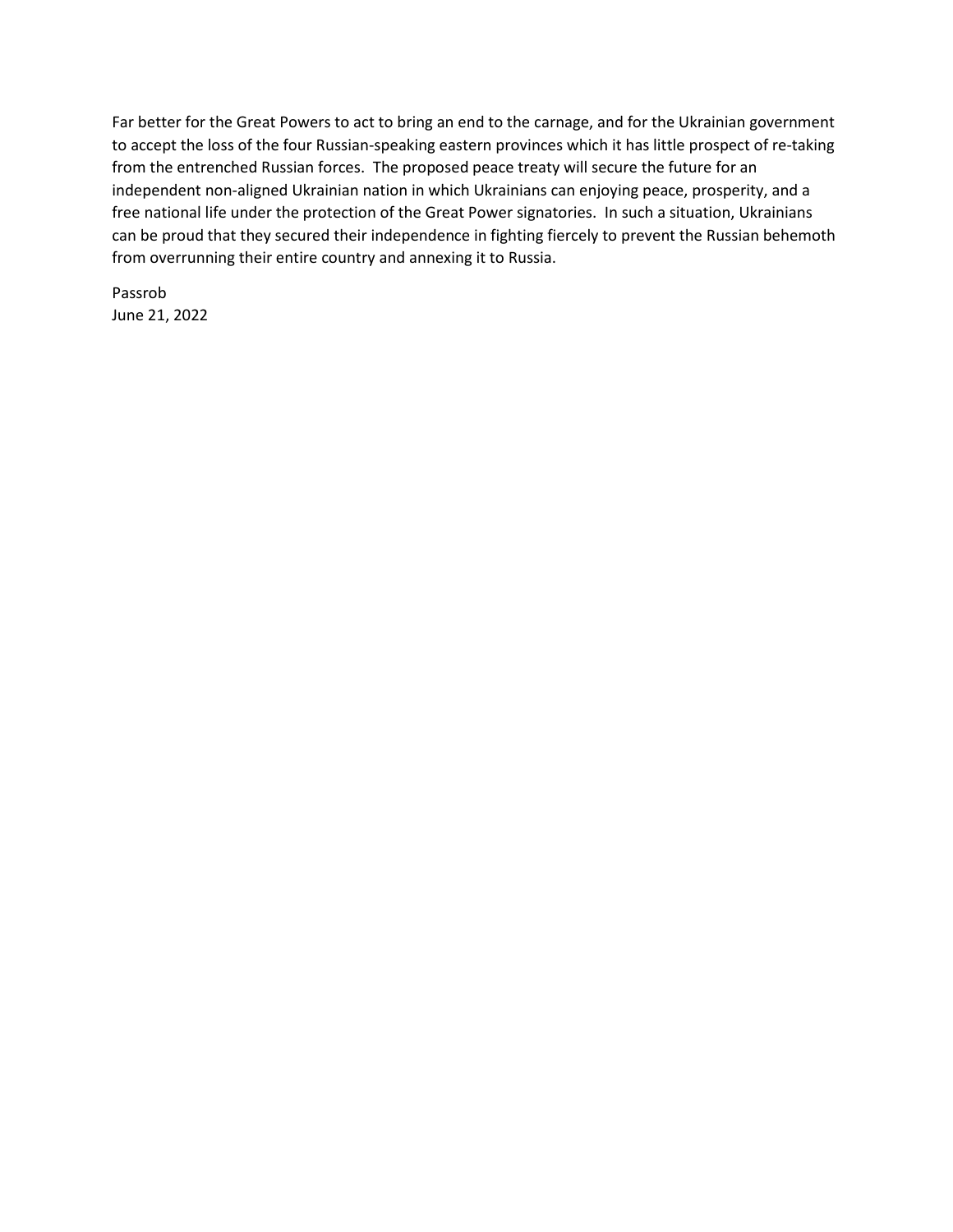Far better for the Great Powers to act to bring an end to the carnage, and for the Ukrainian government to accept the loss of the four Russian-speaking eastern provinces which it has little prospect of re-taking from the entrenched Russian forces. The proposed peace treaty will secure the future for an independent non-aligned Ukrainian nation in which Ukrainians can enjoying peace, prosperity, and a free national life under the protection of the Great Power signatories. In such a situation, Ukrainians can be proud that they secured their independence in fighting fiercely to prevent the Russian behemoth from overrunning their entire country and annexing it to Russia.

Passrob
June 21, 2022